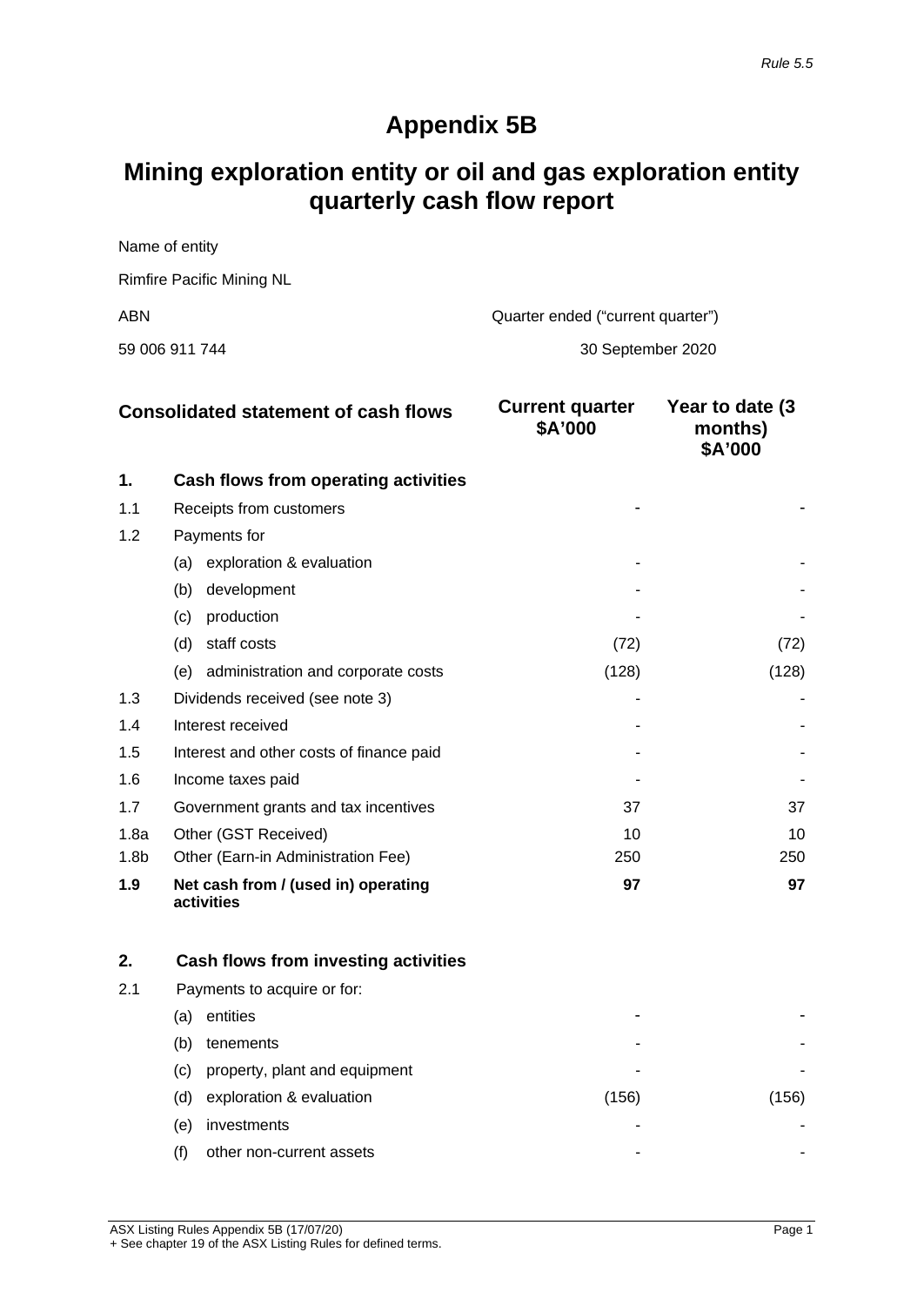*Rule 5.5*

# Appendix 5B

# Mining exploration entity or oil and gas exploration entity quarterly cash flow report

Name of entity

Rimfire Pacific Mining NL

| ABN | Quarter ended ("current quarter") |
|---|---|
| 59 006 911 744 | 30 September 2020 |

| | Consolidated statement of cash flows | Current quarter $A'000 | Year to date (3 months) $A'000 |
|---|---|---|---|
| **1.** | **Cash flows from operating activities** | | |
| 1.1 | Receipts from customers | - | - |
| 1.2 | Payments for | | |
| | (a) exploration & evaluation | - | - |
| | (b) development | - | - |
| | (c) production | - | - |
| | (d) staff costs | (72) | (72) |
| | (e) administration and corporate costs | (128) | (128) |
| 1.3 | Dividends received (see note 3) | - | - |
| 1.4 | Interest received | - | - |
| 1.5 | Interest and other costs of finance paid | - | - |
| 1.6 | Income taxes paid | - | - |
| 1.7 | Government grants and tax incentives | 37 | 37 |
| 1.8a | Other (GST Received) | 10 | 10 |
| 1.8b | Other (Earn-in Administration Fee) | 250 | 250 |
| **1.9** | **Net cash from / (used in) operating activities** | **97** | **97** |
| | | | |
| **2.** | **Cash flows from investing activities** | | |
| 2.1 | Payments to acquire or for: | | |
| | (a) entities | - | - |
| | (b) tenements | - | - |
| | (c) property, plant and equipment | - | - |
| | (d) exploration & evaluation | (156) | (156) |
| | (e) investments | - | - |
| | (f) other non-current assets | - | - |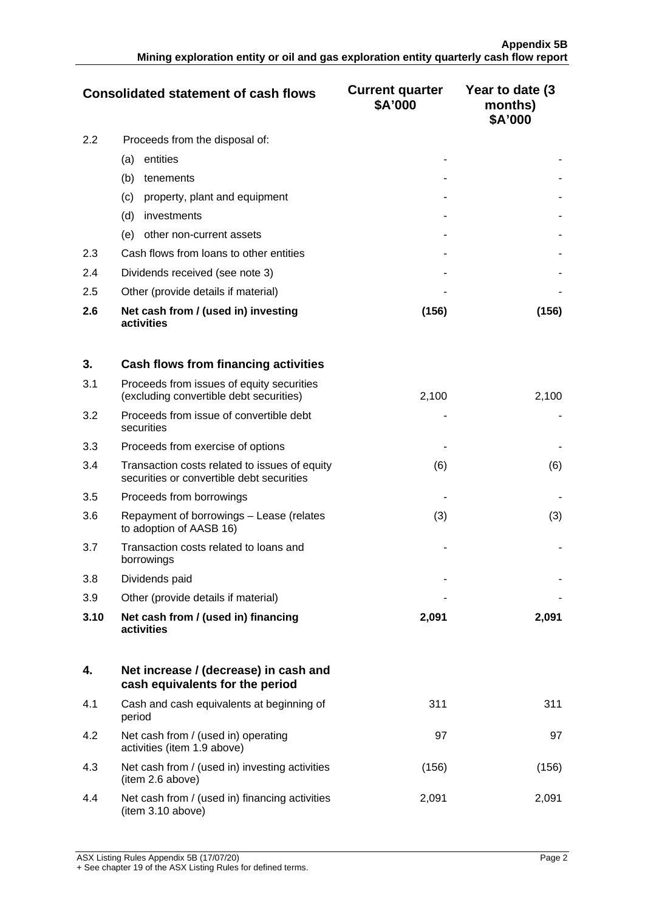| Consolidated statement of cash flows | | Current quarter $A'000 | Year to date (3 months) $A'000 |
|---|---|---|---|
| 2.2 | Proceeds from the disposal of: | | |
| | (a) entities | - | - |
| | (b) tenements | - | - |
| | (c) property, plant and equipment | - | - |
| | (d) investments | - | - |
| | (e) other non-current assets | - | - |
| 2.3 | Cash flows from loans to other entities | - | - |
| 2.4 | Dividends received (see note 3) | - | - |
| 2.5 | Other (provide details if material) | - | - |
| **2.6** | **Net cash from / (used in) investing activities** | **(156)** | **(156)** |
| | | | |
| **3.** | **Cash flows from financing activities** | | |
| 3.1 | Proceeds from issues of equity securities (excluding convertible debt securities) | 2,100 | 2,100 |
| 3.2 | Proceeds from issue of convertible debt securities | - | - |
| 3.3 | Proceeds from exercise of options | - | - |
| 3.4 | Transaction costs related to issues of equity securities or convertible debt securities | (6) | (6) |
| 3.5 | Proceeds from borrowings | - | - |
| 3.6 | Repayment of borrowings – Lease (relates to adoption of AASB 16) | (3) | (3) |
| 3.7 | Transaction costs related to loans and borrowings | - | - |
| 3.8 | Dividends paid | - | - |
| 3.9 | Other (provide details if material) | - | - |
| **3.10** | **Net cash from / (used in) financing activities** | **2,091** | **2,091** |
| | | | |
| **4.** | **Net increase / (decrease) in cash and cash equivalents for the period** | | |
| 4.1 | Cash and cash equivalents at beginning of period | 311 | 311 |
| 4.2 | Net cash from / (used in) operating activities (item 1.9 above) | 97 | 97 |
| 4.3 | Net cash from / (used in) investing activities (item 2.6 above) | (156) | (156) |
| 4.4 | Net cash from / (used in) financing activities (item 3.10 above) | 2,091 | 2,091 |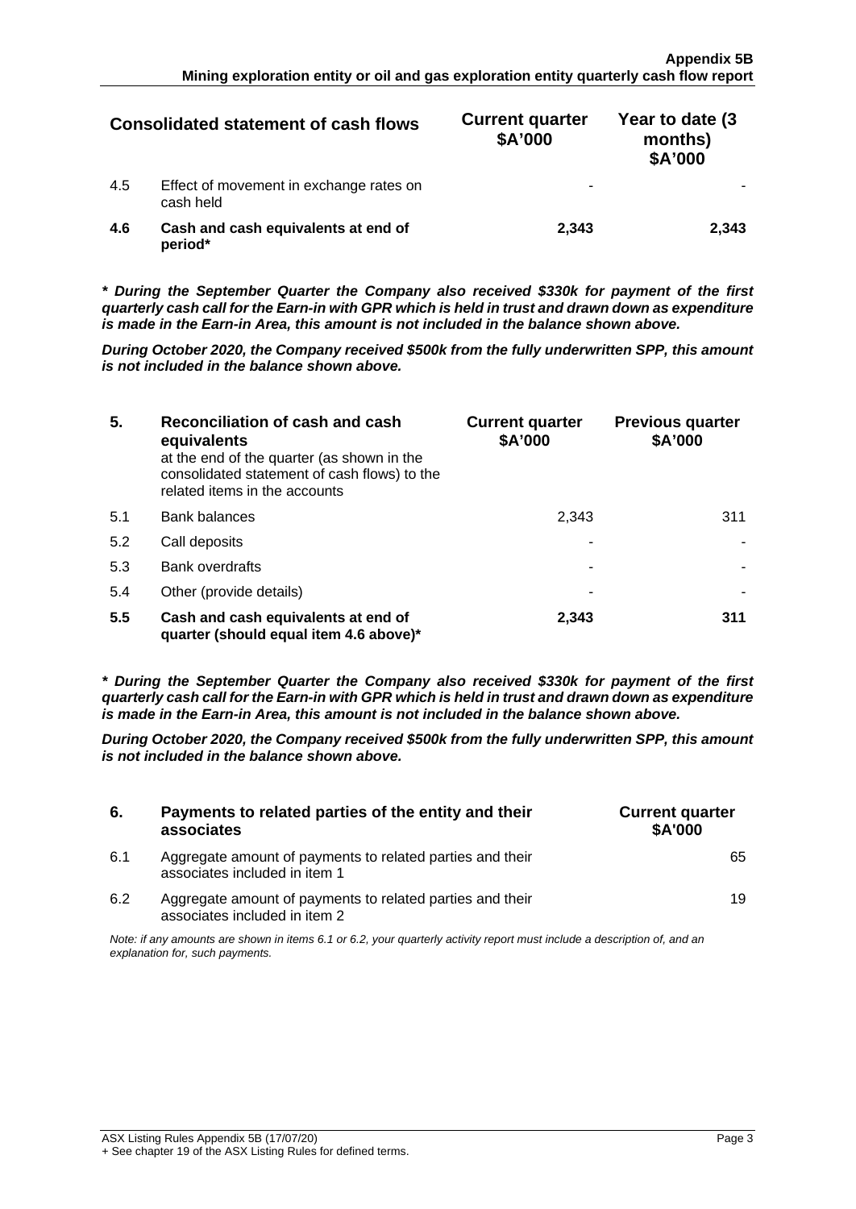| Consolidated statement of cash flows | | Current quarter $A'000 | Year to date (3 months) $A'000 |
|---|---|---|---|
| 4.5 | Effect of movement in exchange rates on cash held | - | - |
| **4.6** | **Cash and cash equivalents at end of period*** | **2,343** | **2,343** |

***\* During the September Quarter the Company also received $330k for payment of the first quarterly cash call for the Earn-in with GPR which is held in trust and drawn down as expenditure is made in the Earn-in Area, this amount is not included in the balance shown above.***

***During October 2020, the Company received $500k from the fully underwritten SPP, this amount is not included in the balance shown above.***

| **5.** | **Reconciliation of cash and cash equivalents** at the end of the quarter (as shown in the consolidated statement of cash flows) to the related items in the accounts | **Current quarter $A'000** | **Previous quarter $A'000** |
|---|---|---|---|
| 5.1 | Bank balances | 2,343 | 311 |
| 5.2 | Call deposits | - | - |
| 5.3 | Bank overdrafts | - | - |
| 5.4 | Other (provide details) | - | - |
| **5.5** | **Cash and cash equivalents at end of quarter (should equal item 4.6 above)*** | **2,343** | **311** |

***\* During the September Quarter the Company also received $330k for payment of the first quarterly cash call for the Earn-in with GPR which is held in trust and drawn down as expenditure is made in the Earn-in Area, this amount is not included in the balance shown above.***

***During October 2020, the Company received $500k from the fully underwritten SPP, this amount is not included in the balance shown above.***

| **6.** | **Payments to related parties of the entity and their associates** | **Current quarter $A'000** |
|---|---|---|
| 6.1 | Aggregate amount of payments to related parties and their associates included in item 1 | 65 |
| 6.2 | Aggregate amount of payments to related parties and their associates included in item 2 | 19 |

*Note: if any amounts are shown in items 6.1 or 6.2, your quarterly activity report must include a description of, and an explanation for, such payments.*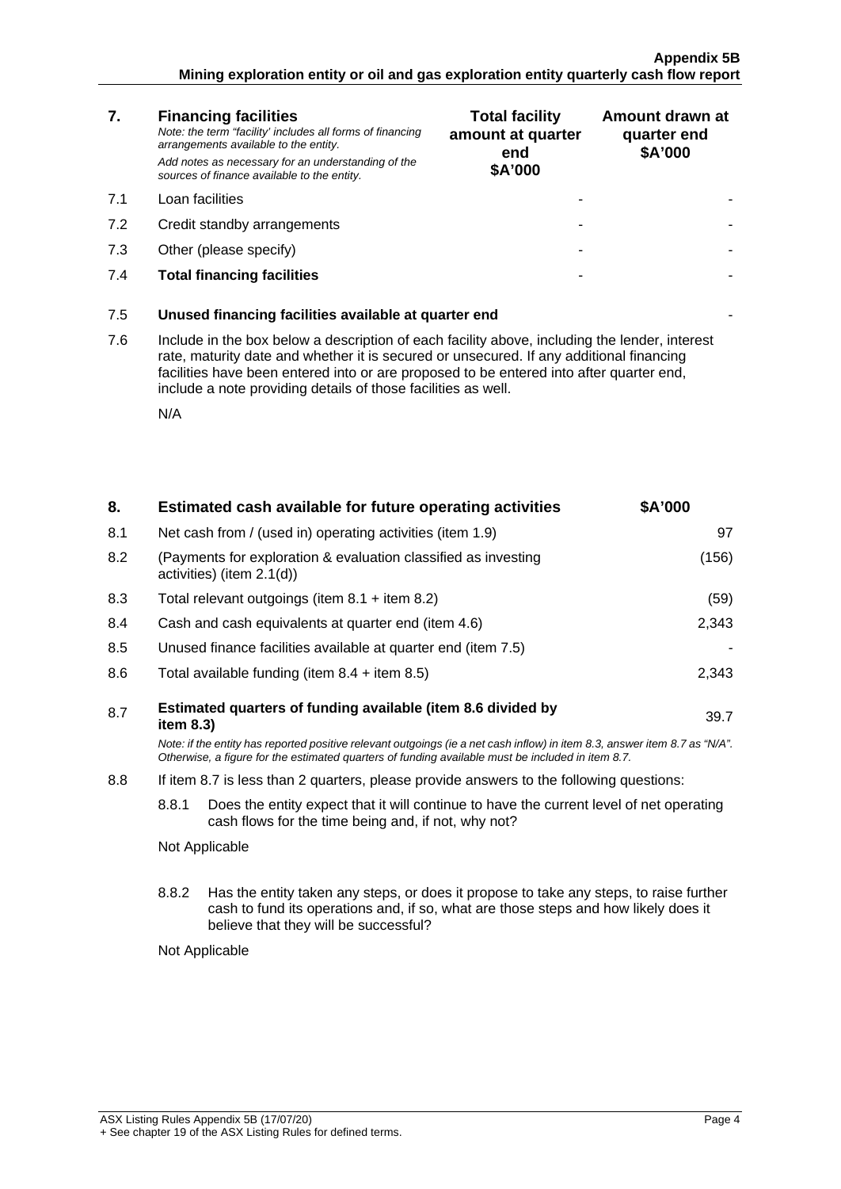| 7. | **Financing facilities** *Note: the term "facility' includes all forms of financing arrangements available to the entity.* *Add notes as necessary for an understanding of the sources of finance available to the entity.* | **Total facility amount at quarter end $A'000** | **Amount drawn at quarter end $A'000** |
|---|---|---|---|
| 7.1 | Loan facilities | - | - |
| 7.2 | Credit standby arrangements | - | - |
| 7.3 | Other (please specify) | - | - |
| 7.4 | **Total financing facilities** | - | - |

| | | |
|---|---|---|
| 7.5 | **Unused financing facilities available at quarter end** | - |

7.6 Include in the box below a description of each facility above, including the lender, interest rate, maturity date and whether it is secured or unsecured. If any additional financing facilities have been entered into or are proposed to be entered into after quarter end, include a note providing details of those facilities as well.

N/A

| 8. | **Estimated cash available for future operating activities** | **$A'000** |
|---|---|---|
| 8.1 | Net cash from / (used in) operating activities (item 1.9) | 97 |
| 8.2 | (Payments for exploration & evaluation classified as investing activities) (item 2.1(d)) | (156) |
| 8.3 | Total relevant outgoings (item 8.1 + item 8.2) | (59) |
| 8.4 | Cash and cash equivalents at quarter end (item 4.6) | 2,343 |
| 8.5 | Unused finance facilities available at quarter end (item 7.5) | - |
| 8.6 | Total available funding (item 8.4 + item 8.5) | 2,343 |
| 8.7 | **Estimated quarters of funding available (item 8.6 divided by item 8.3)** | 39.7 |

*Note: if the entity has reported positive relevant outgoings (ie a net cash inflow) in item 8.3, answer item 8.7 as "N/A". Otherwise, a figure for the estimated quarters of funding available must be included in item 8.7.*

8.8 If item 8.7 is less than 2 quarters, please provide answers to the following questions:

8.8.1 Does the entity expect that it will continue to have the current level of net operating cash flows for the time being and, if not, why not?

Not Applicable

8.8.2 Has the entity taken any steps, or does it propose to take any steps, to raise further cash to fund its operations and, if so, what are those steps and how likely does it believe that they will be successful?

Not Applicable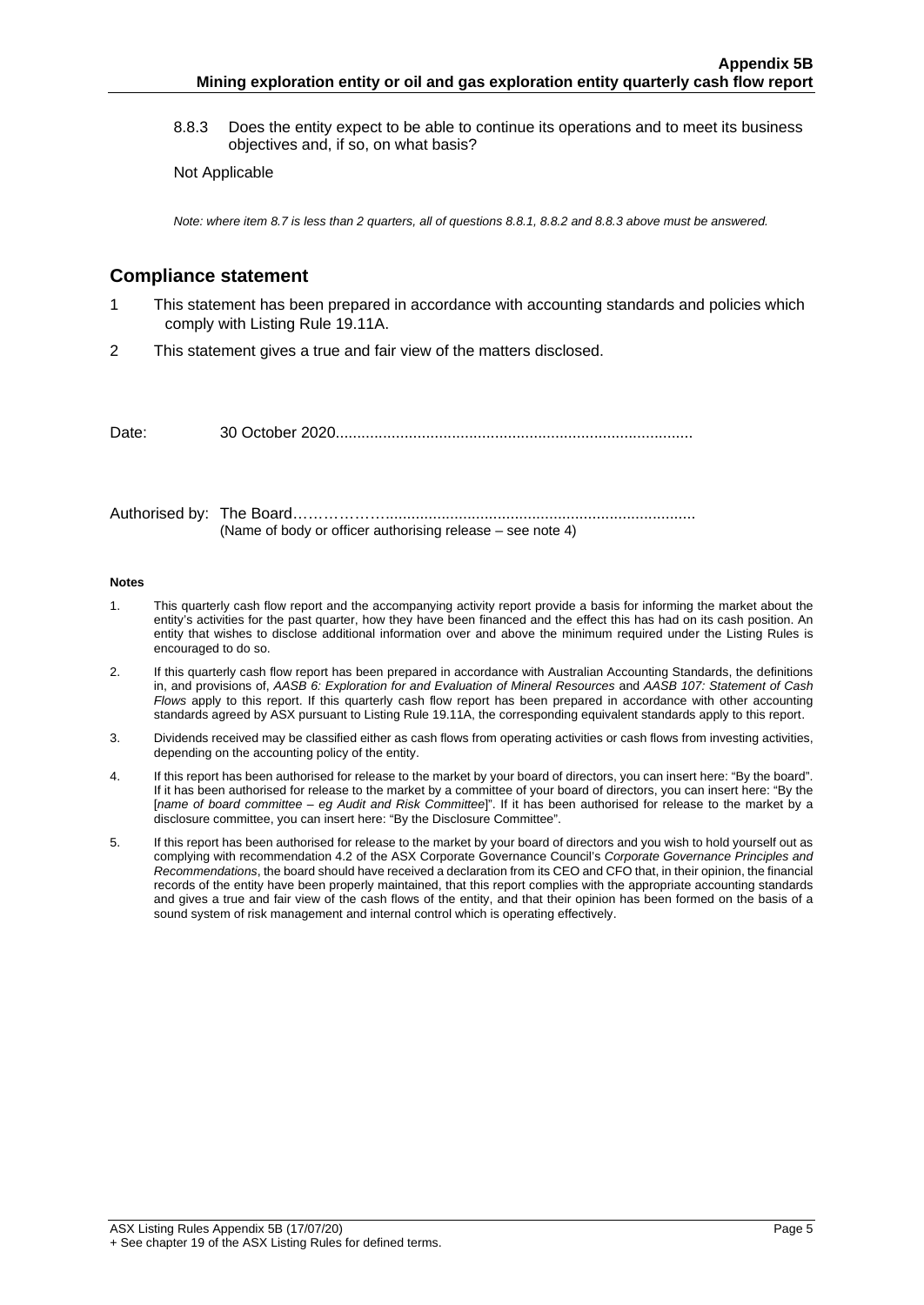8.8.3 Does the entity expect to be able to continue its operations and to meet its business objectives and, if so, on what basis?

Not Applicable

*Note: where item 8.7 is less than 2 quarters, all of questions 8.8.1, 8.8.2 and 8.8.3 above must be answered.*

## Compliance statement

1. This statement has been prepared in accordance with accounting standards and policies which comply with Listing Rule 19.11A.
2. This statement gives a true and fair view of the matters disclosed.

Date: 30 October 2020...................................................................................

Authorised by: The Board………………......................................................................
(Name of body or officer authorising release – see note 4)

**Notes**

1. This quarterly cash flow report and the accompanying activity report provide a basis for informing the market about the entity's activities for the past quarter, how they have been financed and the effect this has had on its cash position. An entity that wishes to disclose additional information over and above the minimum required under the Listing Rules is encouraged to do so.
2. If this quarterly cash flow report has been prepared in accordance with Australian Accounting Standards, the definitions in, and provisions of, *AASB 6: Exploration for and Evaluation of Mineral Resources* and *AASB 107: Statement of Cash Flows* apply to this report. If this quarterly cash flow report has been prepared in accordance with other accounting standards agreed by ASX pursuant to Listing Rule 19.11A, the corresponding equivalent standards apply to this report.
3. Dividends received may be classified either as cash flows from operating activities or cash flows from investing activities, depending on the accounting policy of the entity.
4. If this report has been authorised for release to the market by your board of directors, you can insert here: "By the board". If it has been authorised for release to the market by a committee of your board of directors, you can insert here: "By the [*name of board committee – eg Audit and Risk Committee*]". If it has been authorised for release to the market by a disclosure committee, you can insert here: "By the Disclosure Committee".
5. If this report has been authorised for release to the market by your board of directors and you wish to hold yourself out as complying with recommendation 4.2 of the ASX Corporate Governance Council's *Corporate Governance Principles and Recommendations*, the board should have received a declaration from its CEO and CFO that, in their opinion, the financial records of the entity have been properly maintained, that this report complies with the appropriate accounting standards and gives a true and fair view of the cash flows of the entity, and that their opinion has been formed on the basis of a sound system of risk management and internal control which is operating effectively.